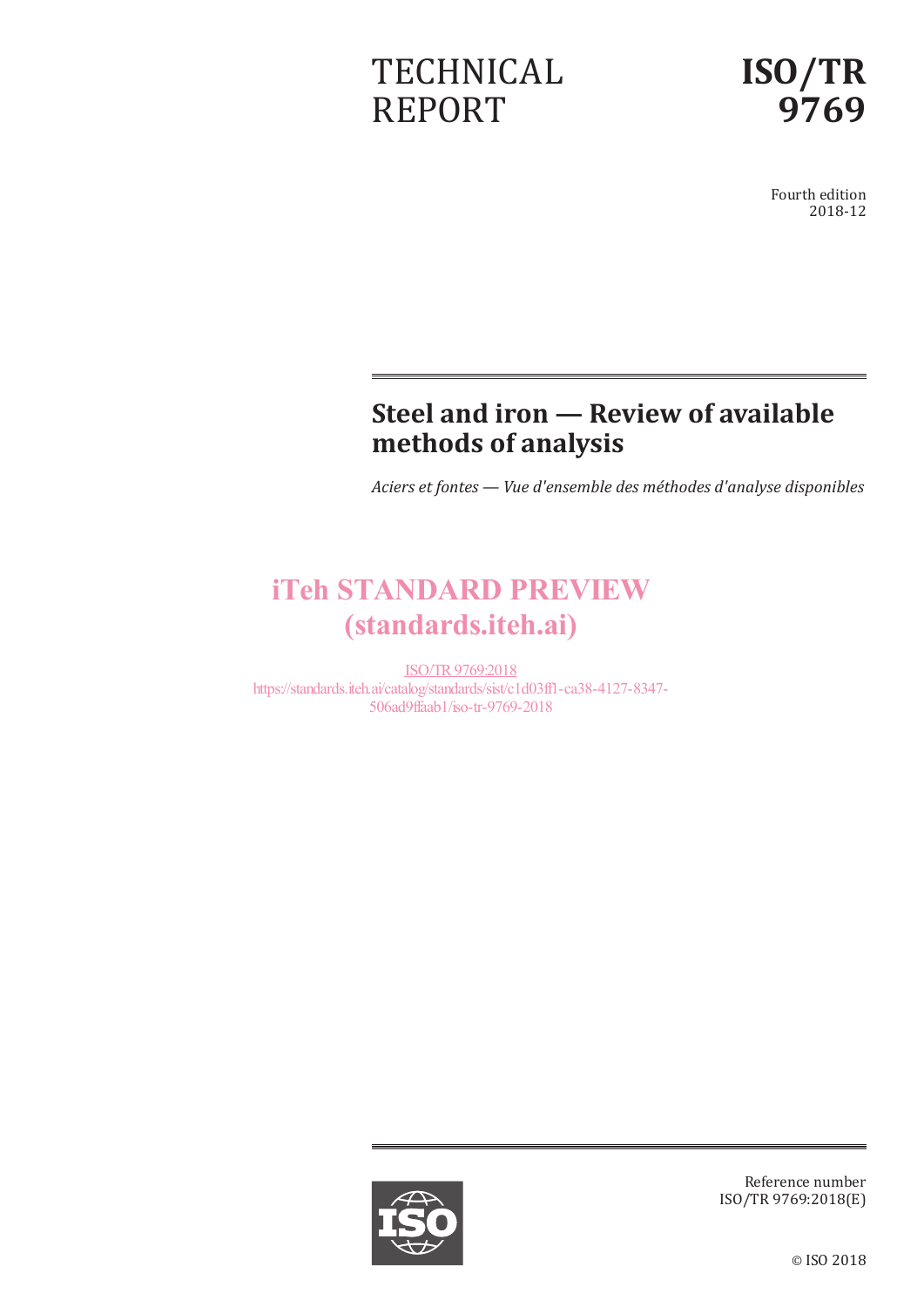TECHNICAL REPORT

# ISO/TR 9769

Fourth edition
2018-12

# Steel and iron — Review of available methods of analysis

*Aciers et fontes — Vue d'ensemble des méthodes d'analyse disponibles*

iTeh STANDARD PREVIEW
(standards.iteh.ai)

ISO/TR 9769:2018
https://standards.iteh.ai/catalog/standards/sist/c1d03ff1-ca38-4127-8347-506ad9ffaab1/iso-tr-9769-2018

Reference number
ISO/TR 9769:2018(E)

© ISO 2018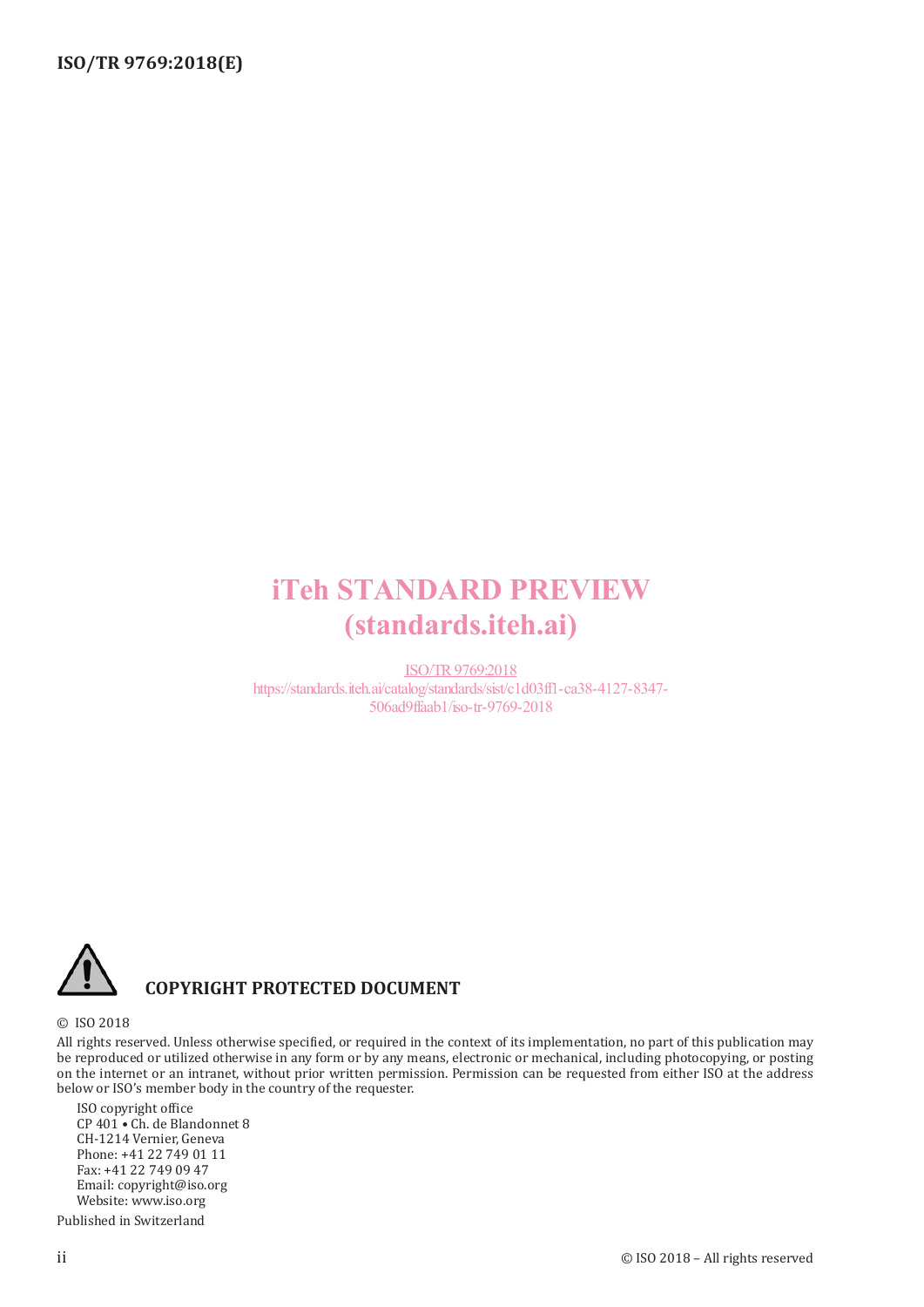iTeh STANDARD PREVIEW
(standards.iteh.ai)

ISO/TR 9769:2018
https://standards.iteh.ai/catalog/standards/sist/c1d03ff1-ca38-4127-8347-506ad9ffaab1/iso-tr-9769-2018

**COPYRIGHT PROTECTED DOCUMENT**

© ISO 2018

All rights reserved. Unless otherwise specified, or required in the context of its implementation, no part of this publication may be reproduced or utilized otherwise in any form or by any means, electronic or mechanical, including photocopying, or posting on the internet or an intranet, without prior written permission. Permission can be requested from either ISO at the address below or ISO's member body in the country of the requester.

ISO copyright office
CP 401 • Ch. de Blandonnet 8
CH-1214 Vernier, Geneva
Phone: +41 22 749 01 11
Fax: +41 22 749 09 47
Email: copyright@iso.org
Website: www.iso.org

Published in Switzerland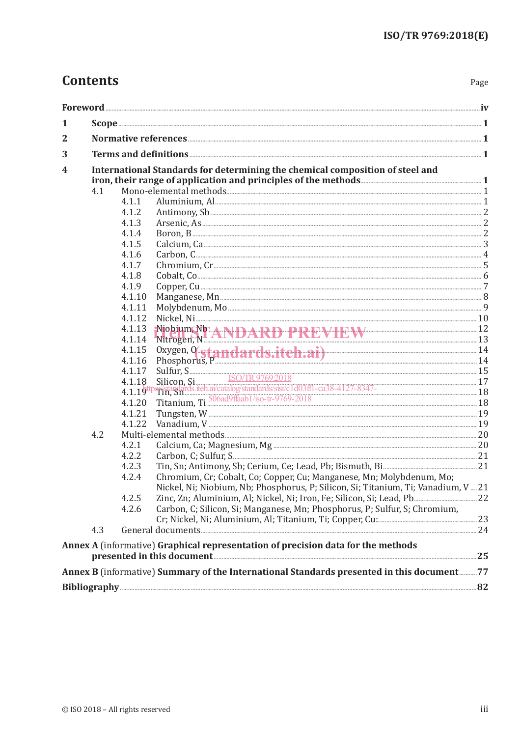# Contents

| | Page |
|---|---|
| **Foreword** | **iv** |
| **1 Scope** | **1** |
| **2 Normative references** | **1** |
| **3 Terms and definitions** | **1** |
| **4 International Standards for determining the chemical composition of steel and iron, their range of application and principles of the methods** | **1** |
| 4.1 Mono-elemental methods | 1 |
| 4.1.1 Aluminium, Al | 1 |
| 4.1.2 Antimony, Sb | 2 |
| 4.1.3 Arsenic, As | 2 |
| 4.1.4 Boron, B | 2 |
| 4.1.5 Calcium, Ca | 3 |
| 4.1.6 Carbon, C | 4 |
| 4.1.7 Chromium, Cr | 5 |
| 4.1.8 Cobalt, Co | 6 |
| 4.1.9 Copper, Cu | 7 |
| 4.1.10 Manganese, Mn | 8 |
| 4.1.11 Molybdenum, Mo | 9 |
| 4.1.12 Nickel, Ni | 10 |
| 4.1.13 Niobium, Nb | 12 |
| 4.1.14 Nitrogen, N | 13 |
| 4.1.15 Oxygen, O | 14 |
| 4.1.16 Phosphorus, P | 14 |
| 4.1.17 Sulfur, S | 15 |
| 4.1.18 Silicon, Si | 17 |
| 4.1.19 Tin, Sn | 18 |
| 4.1.20 Titanium, Ti | 18 |
| 4.1.21 Tungsten, W | 19 |
| 4.1.22 Vanadium, V | 19 |
| 4.2 Multi-elemental methods | 20 |
| 4.2.1 Calcium, Ca; Magnesium, Mg | 20 |
| 4.2.2 Carbon, C; Sulfur, S | 21 |
| 4.2.3 Tin, Sn; Antimony, Sb; Cerium, Ce; Lead, Pb; Bismuth, Bi | 21 |
| 4.2.4 Chromium, Cr; Cobalt, Co; Copper, Cu; Manganese, Mn; Molybdenum, Mo; Nickel, Ni; Niobium, Nb; Phosphorus, P; Silicon, Si; Titanium, Ti; Vanadium, V | 21 |
| 4.2.5 Zinc, Zn; Aluminium, Al; Nickel, Ni; Iron, Fe; Silicon, Si; Lead, Pb | 22 |
| 4.2.6 Carbon, C; Silicon, Si; Manganese, Mn; Phosphorus, P; Sulfur, S; Chromium, Cr; Nickel, Ni; Aluminium, Al; Titanium, Ti; Copper, Cu: | 23 |
| 4.3 General documents | 24 |
| **Annex A** (informative) **Graphical representation of precision data for the methods presented in this document** | **25** |
| **Annex B** (informative) **Summary of the International Standards presented in this document** | **77** |
| **Bibliography** | **82** |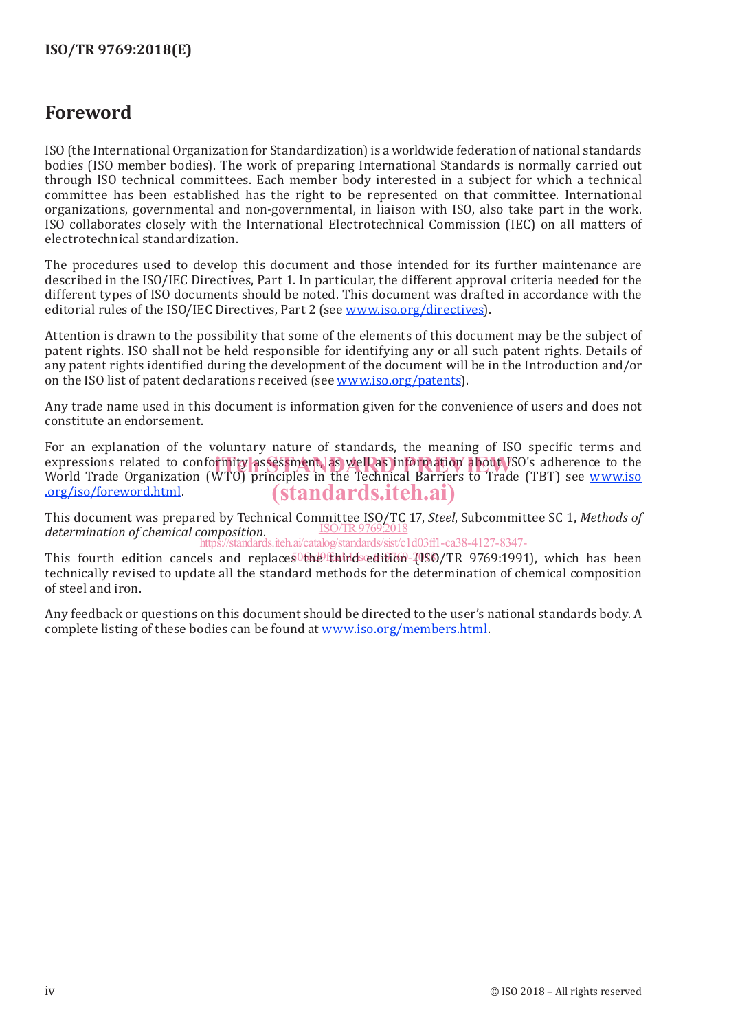# Foreword

ISO (the International Organization for Standardization) is a worldwide federation of national standards bodies (ISO member bodies). The work of preparing International Standards is normally carried out through ISO technical committees. Each member body interested in a subject for which a technical committee has been established has the right to be represented on that committee. International organizations, governmental and non-governmental, in liaison with ISO, also take part in the work. ISO collaborates closely with the International Electrotechnical Commission (IEC) on all matters of electrotechnical standardization.

The procedures used to develop this document and those intended for its further maintenance are described in the ISO/IEC Directives, Part 1. In particular, the different approval criteria needed for the different types of ISO documents should be noted. This document was drafted in accordance with the editorial rules of the ISO/IEC Directives, Part 2 (see www.iso.org/directives).

Attention is drawn to the possibility that some of the elements of this document may be the subject of patent rights. ISO shall not be held responsible for identifying any or all such patent rights. Details of any patent rights identified during the development of the document will be in the Introduction and/or on the ISO list of patent declarations received (see www.iso.org/patents).

Any trade name used in this document is information given for the convenience of users and does not constitute an endorsement.

For an explanation of the voluntary nature of standards, the meaning of ISO specific terms and expressions related to conformity assessment, as well as information about ISO's adherence to the World Trade Organization (WTO) principles in the Technical Barriers to Trade (TBT) see www.iso.org/iso/foreword.html.

This document was prepared by Technical Committee ISO/TC 17, *Steel*, Subcommittee SC 1, *Methods of determination of chemical composition*.

This fourth edition cancels and replaces the third edition (ISO/TR 9769:1991), which has been technically revised to update all the standard methods for the determination of chemical composition of steel and iron.

Any feedback or questions on this document should be directed to the user's national standards body. A complete listing of these bodies can be found at www.iso.org/members.html.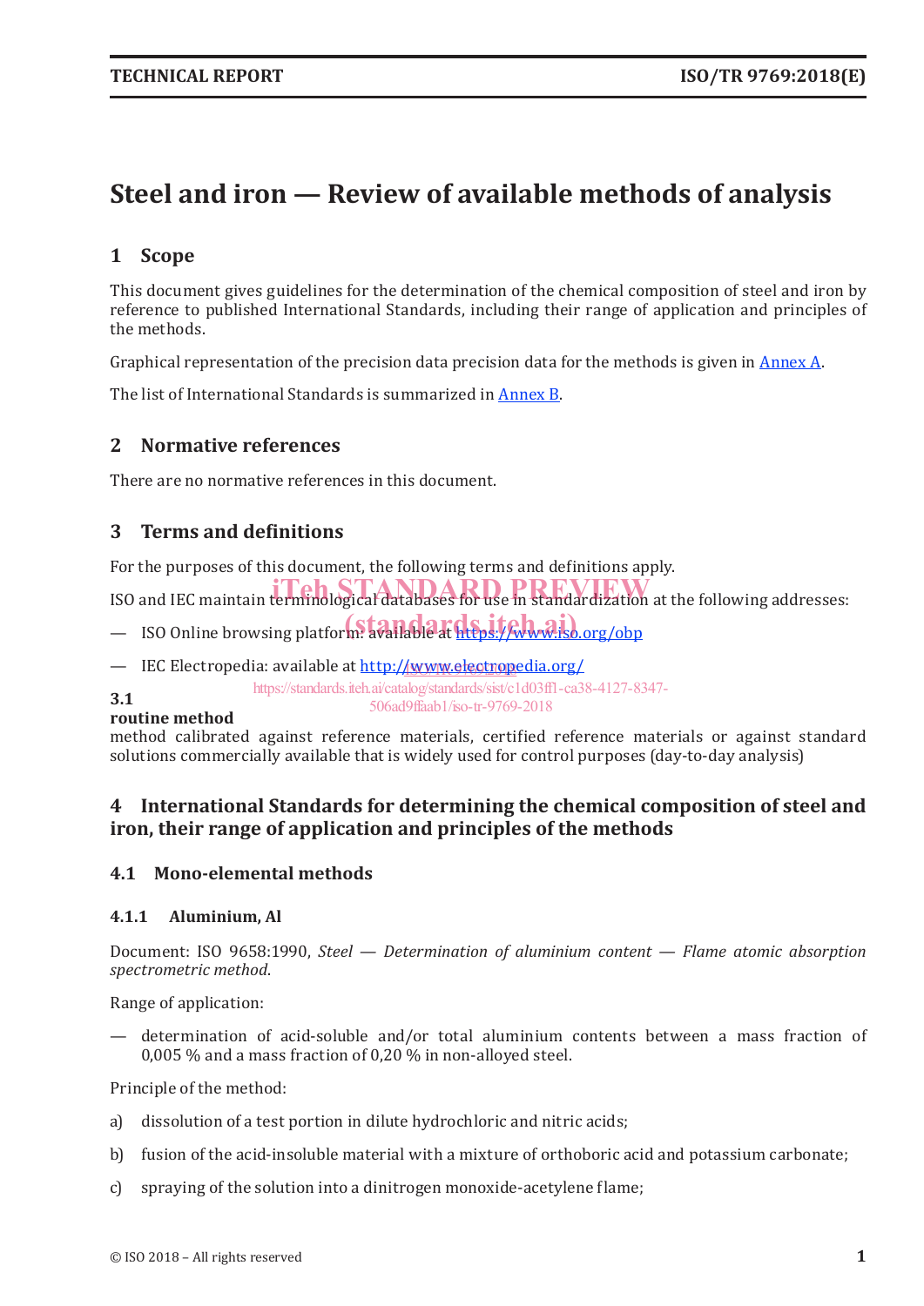# Steel and iron — Review of available methods of analysis

## 1 Scope

This document gives guidelines for the determination of the chemical composition of steel and iron by reference to published International Standards, including their range of application and principles of the methods.

Graphical representation of the precision data precision data for the methods is given in Annex A.

The list of International Standards is summarized in Annex B.

## 2 Normative references

There are no normative references in this document.

## 3 Terms and definitions

For the purposes of this document, the following terms and definitions apply.

ISO and IEC maintain terminological databases for use in standardization at the following addresses:

— ISO Online browsing platform: available at https://www.iso.org/obp

— IEC Electropedia: available at http://www.electropedia.org/

**3.1**
**routine method**
method calibrated against reference materials, certified reference materials or against standard solutions commercially available that is widely used for control purposes (day-to-day analysis)

## 4 International Standards for determining the chemical composition of steel and iron, their range of application and principles of the methods

### 4.1 Mono-elemental methods

#### 4.1.1 Aluminium, Al

Document: ISO 9658:1990, *Steel — Determination of aluminium content — Flame atomic absorption spectrometric method*.

Range of application:

— determination of acid-soluble and/or total aluminium contents between a mass fraction of 0,005 % and a mass fraction of 0,20 % in non-alloyed steel.

Principle of the method:

a) dissolution of a test portion in dilute hydrochloric and nitric acids;

b) fusion of the acid-insoluble material with a mixture of orthoboric acid and potassium carbonate;

c) spraying of the solution into a dinitrogen monoxide-acetylene flame;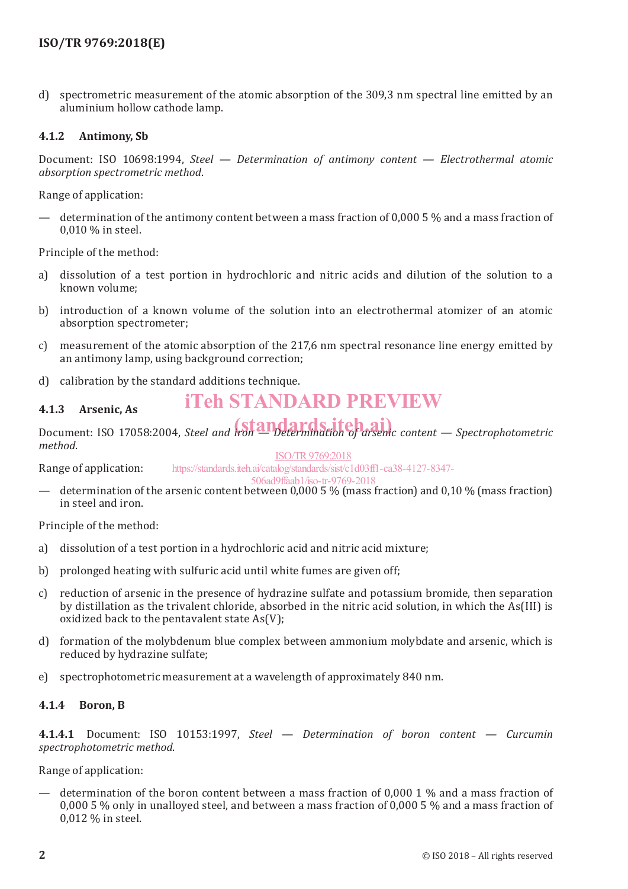d) spectrometric measurement of the atomic absorption of the 309,3 nm spectral line emitted by an aluminium hollow cathode lamp.

#### 4.1.2 Antimony, Sb

Document: ISO 10698:1994, *Steel — Determination of antimony content — Electrothermal atomic absorption spectrometric method*.

Range of application:

— determination of the antimony content between a mass fraction of 0,000 5 % and a mass fraction of 0,010 % in steel.

Principle of the method:

a) dissolution of a test portion in hydrochloric and nitric acids and dilution of the solution to a known volume;

b) introduction of a known volume of the solution into an electrothermal atomizer of an atomic absorption spectrometer;

c) measurement of the atomic absorption of the 217,6 nm spectral resonance line energy emitted by an antimony lamp, using background correction;

d) calibration by the standard additions technique.

#### 4.1.3 Arsenic, As

Document: ISO 17058:2004, *Steel and iron — Determination of arsenic content — Spectrophotometric method*.

Range of application:

— determination of the arsenic content between 0,000 5 % (mass fraction) and 0,10 % (mass fraction) in steel and iron.

Principle of the method:

a) dissolution of a test portion in a hydrochloric acid and nitric acid mixture;

b) prolonged heating with sulfuric acid until white fumes are given off;

c) reduction of arsenic in the presence of hydrazine sulfate and potassium bromide, then separation by distillation as the trivalent chloride, absorbed in the nitric acid solution, in which the As(III) is oxidized back to the pentavalent state As(V);

d) formation of the molybdenum blue complex between ammonium molybdate and arsenic, which is reduced by hydrazine sulfate;

e) spectrophotometric measurement at a wavelength of approximately 840 nm.

#### 4.1.4 Boron, B

**4.1.4.1** Document: ISO 10153:1997, *Steel — Determination of boron content — Curcumin spectrophotometric method*.

Range of application:

— determination of the boron content between a mass fraction of 0,000 1 % and a mass fraction of 0,000 5 % only in unalloyed steel, and between a mass fraction of 0,000 5 % and a mass fraction of 0,012 % in steel.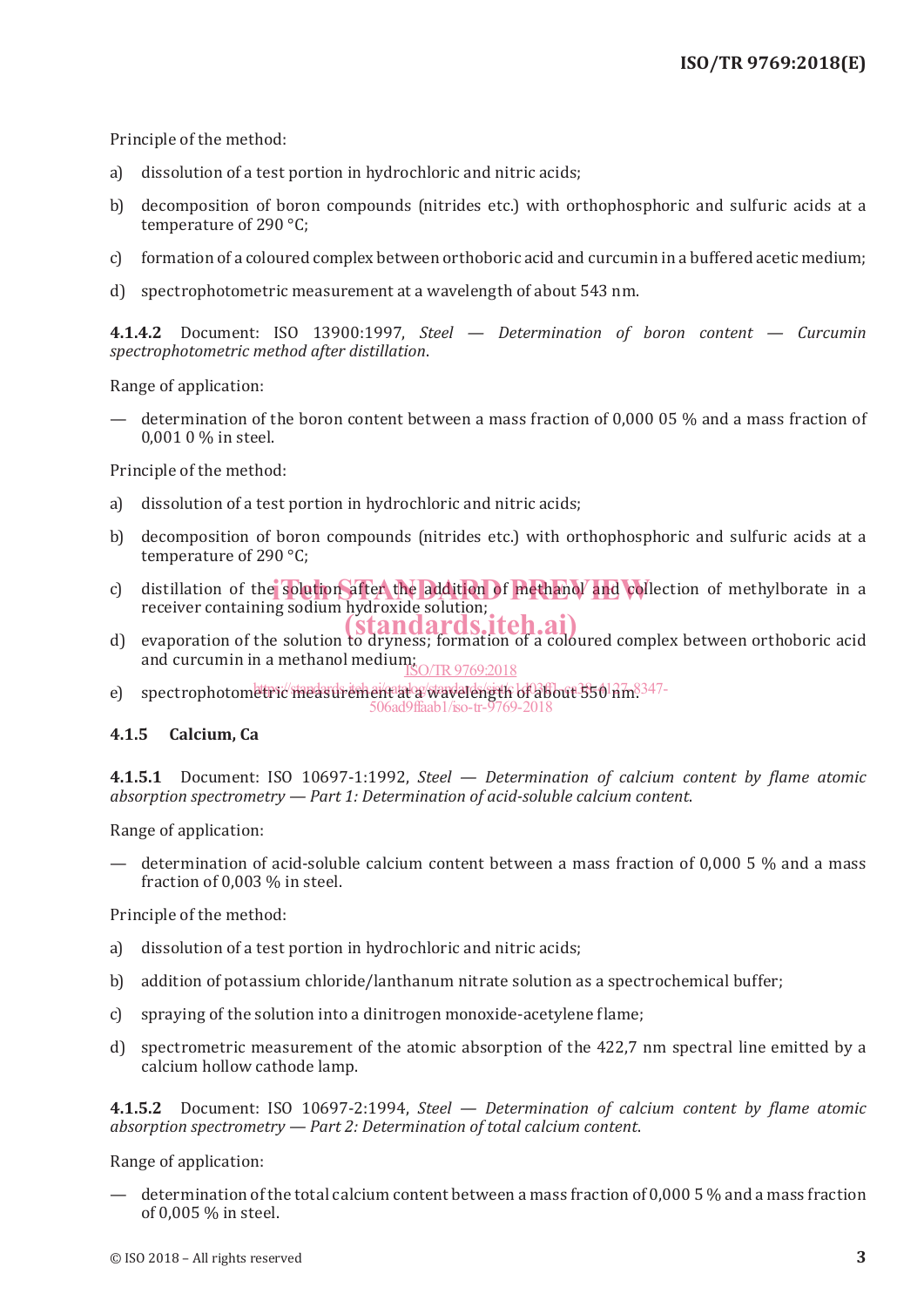Principle of the method:

a) dissolution of a test portion in hydrochloric and nitric acids;

b) decomposition of boron compounds (nitrides etc.) with orthophosphoric and sulfuric acids at a temperature of 290 °C;

c) formation of a coloured complex between orthoboric acid and curcumin in a buffered acetic medium;

d) spectrophotometric measurement at a wavelength of about 543 nm.

**4.1.4.2** Document: ISO 13900:1997, *Steel — Determination of boron content — Curcumin spectrophotometric method after distillation*.

Range of application:

— determination of the boron content between a mass fraction of 0,000 05 % and a mass fraction of 0,001 0 % in steel.

Principle of the method:

a) dissolution of a test portion in hydrochloric and nitric acids;

b) decomposition of boron compounds (nitrides etc.) with orthophosphoric and sulfuric acids at a temperature of 290 °C;

c) distillation of the solution after the addition of methanol and collection of methylborate in a receiver containing sodium hydroxide solution;

d) evaporation of the solution to dryness; formation of a coloured complex between orthoboric acid and curcumin in a methanol medium;

e) spectrophotometric measurement at a wavelength of about 550 nm.

### 4.1.5 Calcium, Ca

**4.1.5.1** Document: ISO 10697-1:1992, *Steel — Determination of calcium content by flame atomic absorption spectrometry — Part 1: Determination of acid-soluble calcium content*.

Range of application:

— determination of acid-soluble calcium content between a mass fraction of 0,000 5 % and a mass fraction of 0,003 % in steel.

Principle of the method:

a) dissolution of a test portion in hydrochloric and nitric acids;

b) addition of potassium chloride/lanthanum nitrate solution as a spectrochemical buffer;

c) spraying of the solution into a dinitrogen monoxide-acetylene flame;

d) spectrometric measurement of the atomic absorption of the 422,7 nm spectral line emitted by a calcium hollow cathode lamp.

**4.1.5.2** Document: ISO 10697-2:1994, *Steel — Determination of calcium content by flame atomic absorption spectrometry — Part 2: Determination of total calcium content*.

Range of application:

— determination of the total calcium content between a mass fraction of 0,000 5 % and a mass fraction of 0,005 % in steel.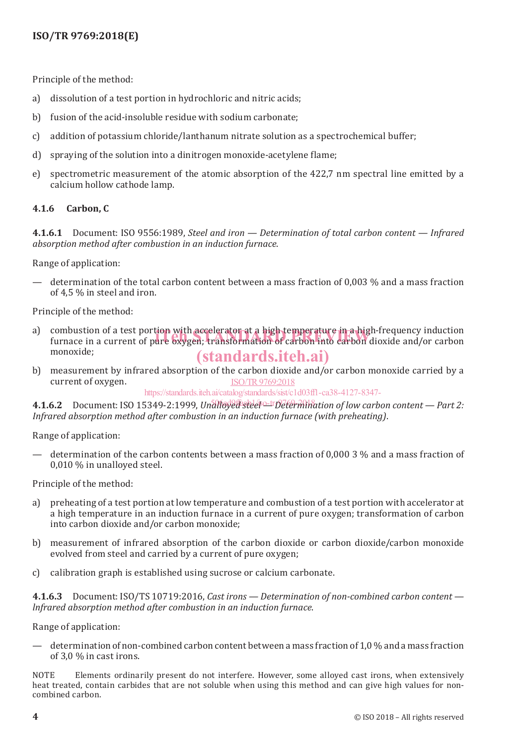Principle of the method:

a) dissolution of a test portion in hydrochloric and nitric acids;

b) fusion of the acid-insoluble residue with sodium carbonate;

c) addition of potassium chloride/lanthanum nitrate solution as a spectrochemical buffer;

d) spraying of the solution into a dinitrogen monoxide-acetylene flame;

e) spectrometric measurement of the atomic absorption of the 422,7 nm spectral line emitted by a calcium hollow cathode lamp.

### 4.1.6 Carbon, C

**4.1.6.1** Document: ISO 9556:1989, *Steel and iron — Determination of total carbon content — Infrared absorption method after combustion in an induction furnace*.

Range of application:

— determination of the total carbon content between a mass fraction of 0,003 % and a mass fraction of 4,5 % in steel and iron.

Principle of the method:

a) combustion of a test portion with accelerator at a high temperature in a high-frequency induction furnace in a current of pure oxygen; transformation of carbon into carbon dioxide and/or carbon monoxide;

b) measurement by infrared absorption of the carbon dioxide and/or carbon monoxide carried by a current of oxygen.

**4.1.6.2** Document: ISO 15349-2:1999, *Unalloyed steel — Determination of low carbon content — Part 2: Infrared absorption method after combustion in an induction furnace (with preheating)*.

Range of application:

— determination of the carbon contents between a mass fraction of 0,000 3 % and a mass fraction of 0,010 % in unalloyed steel.

Principle of the method:

a) preheating of a test portion at low temperature and combustion of a test portion with accelerator at a high temperature in an induction furnace in a current of pure oxygen; transformation of carbon into carbon dioxide and/or carbon monoxide;

b) measurement of infrared absorption of the carbon dioxide or carbon dioxide/carbon monoxide evolved from steel and carried by a current of pure oxygen;

c) calibration graph is established using sucrose or calcium carbonate.

**4.1.6.3** Document: ISO/TS 10719:2016, *Cast irons — Determination of non-combined carbon content — Infrared absorption method after combustion in an induction furnace*.

Range of application:

— determination of non-combined carbon content between a mass fraction of 1,0 % and a mass fraction of 3,0 % in cast irons.

NOTE Elements ordinarily present do not interfere. However, some alloyed cast irons, when extensively heat treated, contain carbides that are not soluble when using this method and can give high values for non-combined carbon.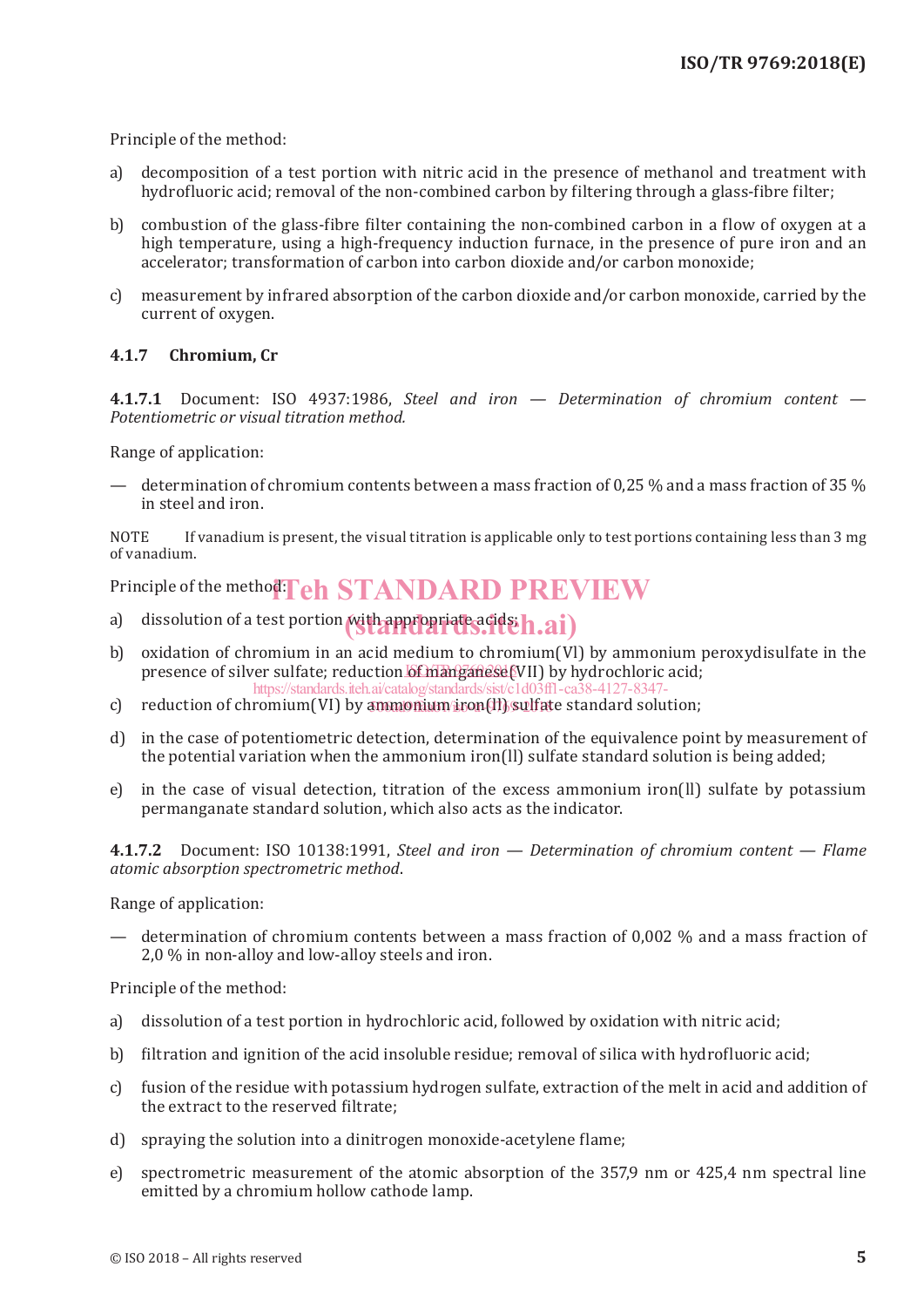Principle of the method:

a) decomposition of a test portion with nitric acid in the presence of methanol and treatment with hydrofluoric acid; removal of the non-combined carbon by filtering through a glass-fibre filter;

b) combustion of the glass-fibre filter containing the non-combined carbon in a flow of oxygen at a high temperature, using a high-frequency induction furnace, in the presence of pure iron and an accelerator; transformation of carbon into carbon dioxide and/or carbon monoxide;

c) measurement by infrared absorption of the carbon dioxide and/or carbon monoxide, carried by the current of oxygen.

#### 4.1.7 Chromium, Cr

**4.1.7.1** Document: ISO 4937:1986, *Steel and iron — Determination of chromium content — Potentiometric or visual titration method.*

Range of application:

— determination of chromium contents between a mass fraction of 0,25 % and a mass fraction of 35 % in steel and iron.

NOTE If vanadium is present, the visual titration is applicable only to test portions containing less than 3 mg of vanadium.

Principle of the method:

a) dissolution of a test portion with appropriate acids;

b) oxidation of chromium in an acid medium to chromium(VI) by ammonium peroxydisulfate in the presence of silver sulfate; reduction of manganese(VII) by hydrochloric acid;

c) reduction of chromium(VI) by ammonium iron(II) sulfate standard solution;

d) in the case of potentiometric detection, determination of the equivalence point by measurement of the potential variation when the ammonium iron(II) sulfate standard solution is being added;

e) in the case of visual detection, titration of the excess ammonium iron(II) sulfate by potassium permanganate standard solution, which also acts as the indicator.

**4.1.7.2** Document: ISO 10138:1991, *Steel and iron — Determination of chromium content — Flame atomic absorption spectrometric method*.

Range of application:

— determination of chromium contents between a mass fraction of 0,002 % and a mass fraction of 2,0 % in non-alloy and low-alloy steels and iron.

Principle of the method:

a) dissolution of a test portion in hydrochloric acid, followed by oxidation with nitric acid;

b) filtration and ignition of the acid insoluble residue; removal of silica with hydrofluoric acid;

c) fusion of the residue with potassium hydrogen sulfate, extraction of the melt in acid and addition of the extract to the reserved filtrate;

d) spraying the solution into a dinitrogen monoxide-acetylene flame;

e) spectrometric measurement of the atomic absorption of the 357,9 nm or 425,4 nm spectral line emitted by a chromium hollow cathode lamp.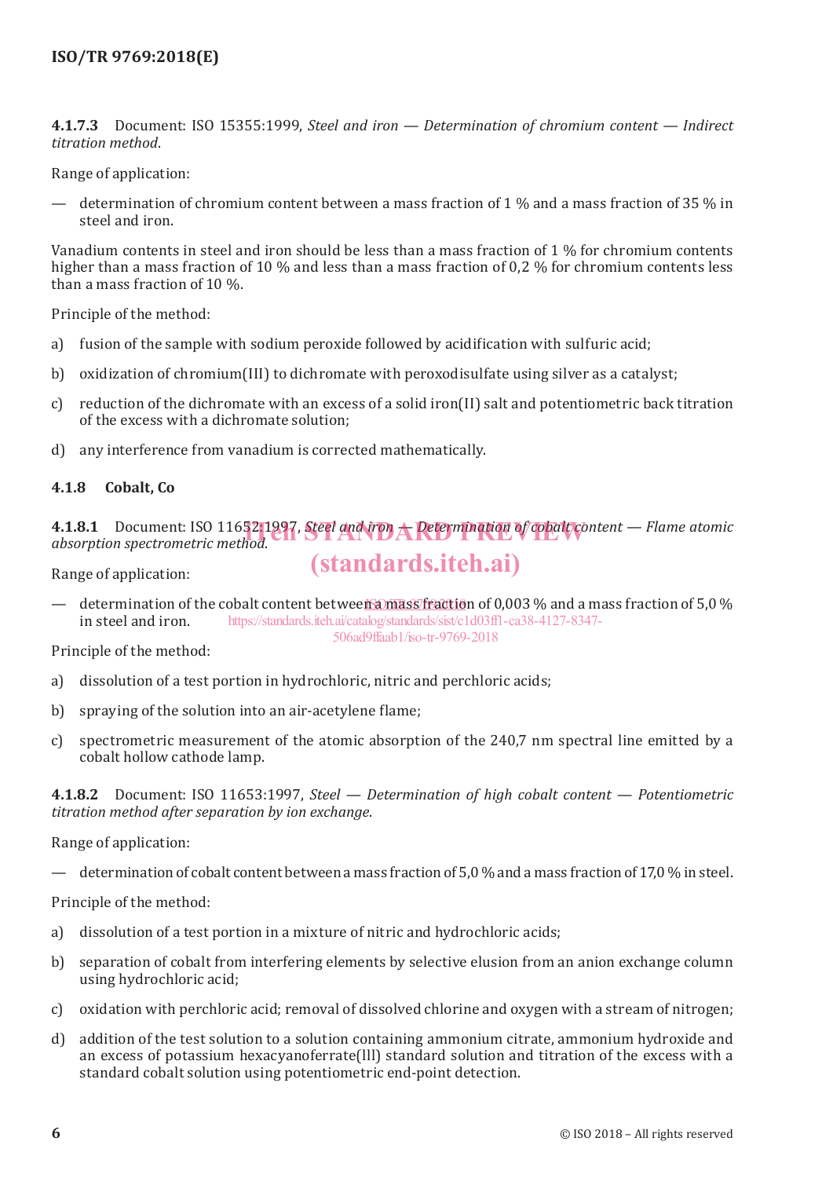**4.1.7.3** Document: ISO 15355:1999, *Steel and iron — Determination of chromium content — Indirect titration method*.

Range of application:

— determination of chromium content between a mass fraction of 1 % and a mass fraction of 35 % in steel and iron.

Vanadium contents in steel and iron should be less than a mass fraction of 1 % for chromium contents higher than a mass fraction of 10 % and less than a mass fraction of 0,2 % for chromium contents less than a mass fraction of 10 %.

Principle of the method:

a) fusion of the sample with sodium peroxide followed by acidification with sulfuric acid;

b) oxidization of chromium(III) to dichromate with peroxodisulfate using silver as a catalyst;

c) reduction of the dichromate with an excess of a solid iron(II) salt and potentiometric back titration of the excess with a dichromate solution;

d) any interference from vanadium is corrected mathematically.

### 4.1.8 Cobalt, Co

**4.1.8.1** Document: ISO 11652:1997, *Steel and iron — Determination of cobalt content — Flame atomic absorption spectrometric method*.

Range of application:

— determination of the cobalt content between a mass fraction of 0,003 % and a mass fraction of 5,0 % in steel and iron.

Principle of the method:

a) dissolution of a test portion in hydrochloric, nitric and perchloric acids;

b) spraying of the solution into an air-acetylene flame;

c) spectrometric measurement of the atomic absorption of the 240,7 nm spectral line emitted by a cobalt hollow cathode lamp.

**4.1.8.2** Document: ISO 11653:1997, *Steel — Determination of high cobalt content — Potentiometric titration method after separation by ion exchange*.

Range of application:

— determination of cobalt content between a mass fraction of 5,0 % and a mass fraction of 17,0 % in steel.

Principle of the method:

a) dissolution of a test portion in a mixture of nitric and hydrochloric acids;

b) separation of cobalt from interfering elements by selective elusion from an anion exchange column using hydrochloric acid;

c) oxidation with perchloric acid; removal of dissolved chlorine and oxygen with a stream of nitrogen;

d) addition of the test solution to a solution containing ammonium citrate, ammonium hydroxide and an excess of potassium hexacyanoferrate(lll) standard solution and titration of the excess with a standard cobalt solution using potentiometric end-point detection.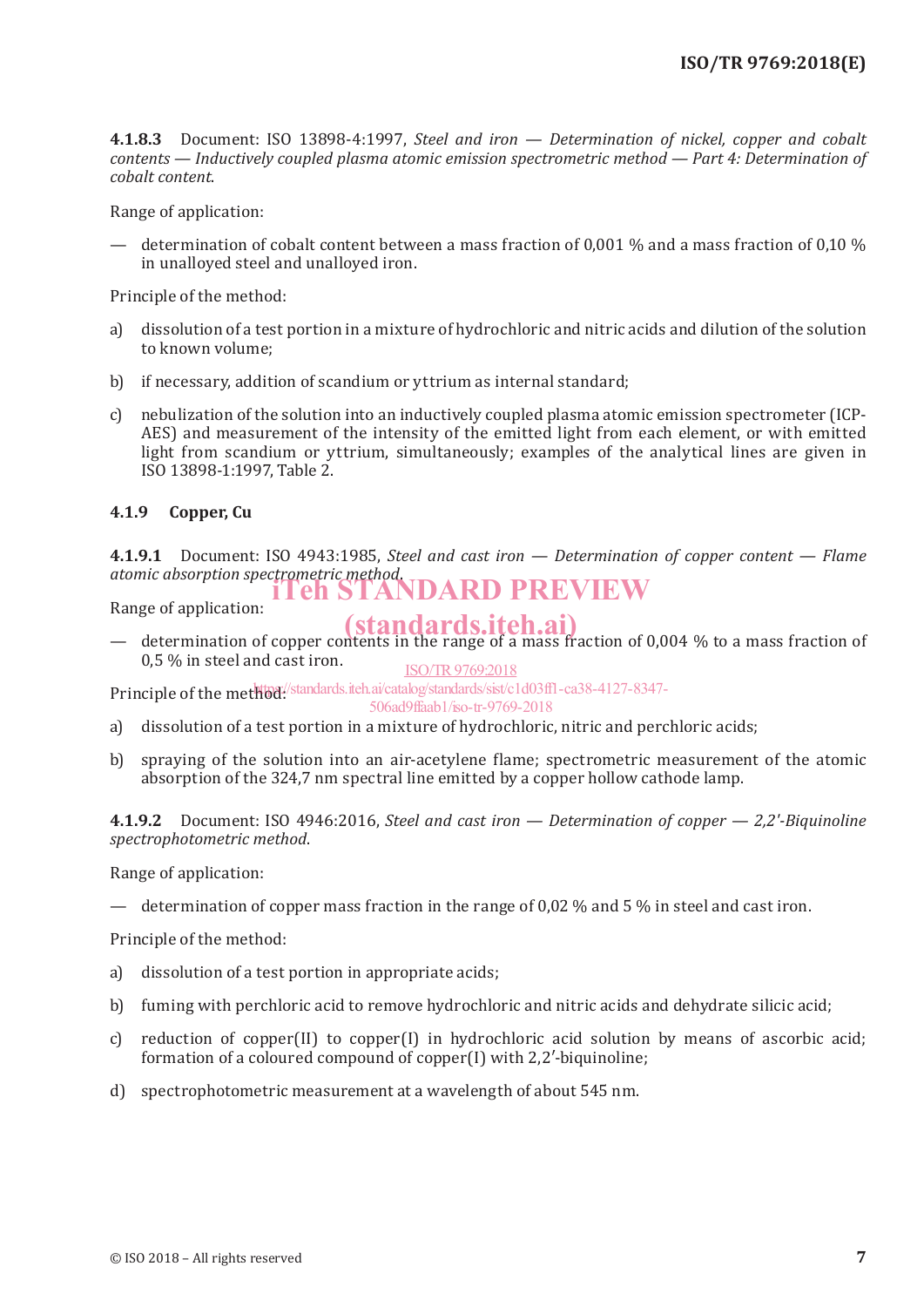**4.1.8.3** Document: ISO 13898-4:1997, *Steel and iron — Determination of nickel, copper and cobalt contents — Inductively coupled plasma atomic emission spectrometric method — Part 4: Determination of cobalt content*.

Range of application:

— determination of cobalt content between a mass fraction of 0,001 % and a mass fraction of 0,10 % in unalloyed steel and unalloyed iron.

Principle of the method:

a) dissolution of a test portion in a mixture of hydrochloric and nitric acids and dilution of the solution to known volume;

b) if necessary, addition of scandium or yttrium as internal standard;

c) nebulization of the solution into an inductively coupled plasma atomic emission spectrometer (ICP-AES) and measurement of the intensity of the emitted light from each element, or with emitted light from scandium or yttrium, simultaneously; examples of the analytical lines are given in ISO 13898-1:1997, Table 2.

### 4.1.9 Copper, Cu

**4.1.9.1** Document: ISO 4943:1985, *Steel and cast iron — Determination of copper content — Flame atomic absorption spectrometric method*.

Range of application:

— determination of copper contents in the range of a mass fraction of 0,004 % to a mass fraction of 0,5 % in steel and cast iron.

Principle of the method:

a) dissolution of a test portion in a mixture of hydrochloric, nitric and perchloric acids;

b) spraying of the solution into an air-acetylene flame; spectrometric measurement of the atomic absorption of the 324,7 nm spectral line emitted by a copper hollow cathode lamp.

**4.1.9.2** Document: ISO 4946:2016, *Steel and cast iron — Determination of copper — 2,2'-Biquinoline spectrophotometric method*.

Range of application:

— determination of copper mass fraction in the range of 0,02 % and 5 % in steel and cast iron.

Principle of the method:

a) dissolution of a test portion in appropriate acids;

b) fuming with perchloric acid to remove hydrochloric and nitric acids and dehydrate silicic acid;

c) reduction of copper(II) to copper(I) in hydrochloric acid solution by means of ascorbic acid; formation of a coloured compound of copper(I) with 2,2′-biquinoline;

d) spectrophotometric measurement at a wavelength of about 545 nm.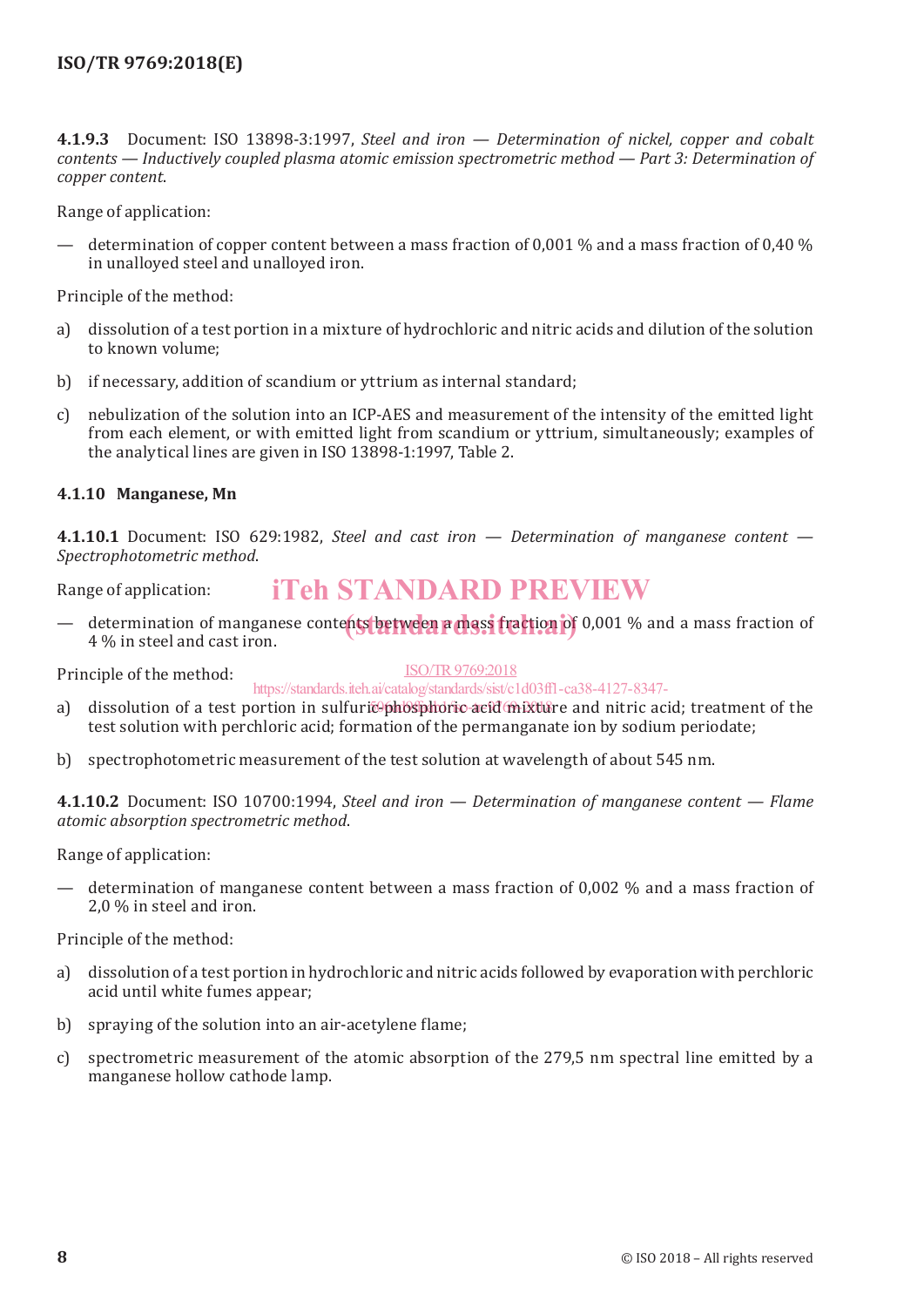**4.1.9.3** Document: ISO 13898-3:1997, *Steel and iron — Determination of nickel, copper and cobalt contents — Inductively coupled plasma atomic emission spectrometric method — Part 3: Determination of copper content*.

Range of application:

— determination of copper content between a mass fraction of 0,001 % and a mass fraction of 0,40 % in unalloyed steel and unalloyed iron.

Principle of the method:

a) dissolution of a test portion in a mixture of hydrochloric and nitric acids and dilution of the solution to known volume;

b) if necessary, addition of scandium or yttrium as internal standard;

c) nebulization of the solution into an ICP-AES and measurement of the intensity of the emitted light from each element, or with emitted light from scandium or yttrium, simultaneously; examples of the analytical lines are given in ISO 13898-1:1997, Table 2.

### 4.1.10 Manganese, Mn

**4.1.10.1** Document: ISO 629:1982, *Steel and cast iron — Determination of manganese content — Spectrophotometric method*.

Range of application:

— determination of manganese contents between a mass fraction of 0,001 % and a mass fraction of 4 % in steel and cast iron.

Principle of the method:

a) dissolution of a test portion in sulfuric-phosphoric acid mixture and nitric acid; treatment of the test solution with perchloric acid; formation of the permanganate ion by sodium periodate;

b) spectrophotometric measurement of the test solution at wavelength of about 545 nm.

**4.1.10.2** Document: ISO 10700:1994, *Steel and iron — Determination of manganese content — Flame atomic absorption spectrometric method*.

Range of application:

— determination of manganese content between a mass fraction of 0,002 % and a mass fraction of 2,0 % in steel and iron.

Principle of the method:

a) dissolution of a test portion in hydrochloric and nitric acids followed by evaporation with perchloric acid until white fumes appear;

b) spraying of the solution into an air-acetylene flame;

c) spectrometric measurement of the atomic absorption of the 279,5 nm spectral line emitted by a manganese hollow cathode lamp.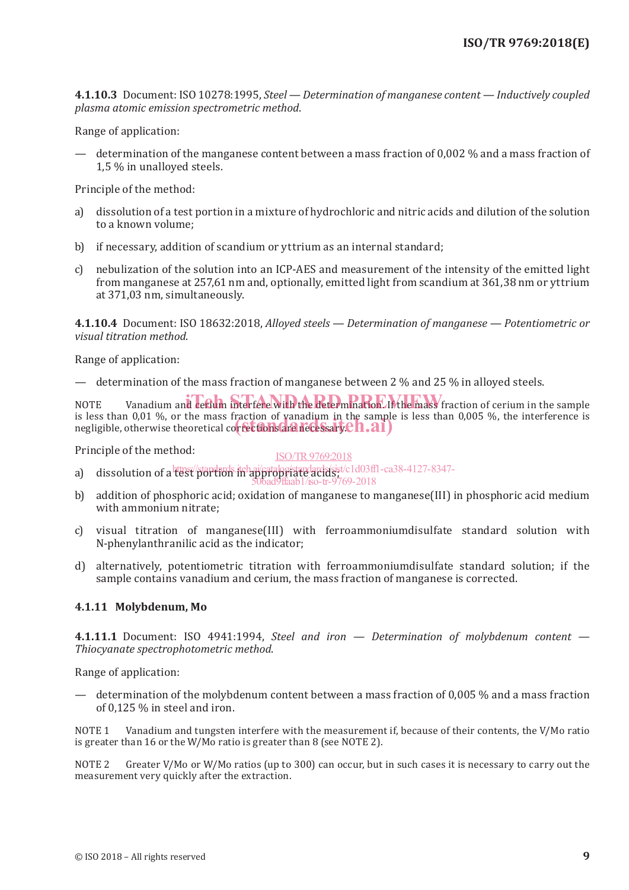**4.1.10.3** Document: ISO 10278:1995, *Steel — Determination of manganese content — Inductively coupled plasma atomic emission spectrometric method*.

Range of application:

— determination of the manganese content between a mass fraction of 0,002 % and a mass fraction of 1,5 % in unalloyed steels.

Principle of the method:

a) dissolution of a test portion in a mixture of hydrochloric and nitric acids and dilution of the solution to a known volume;

b) if necessary, addition of scandium or yttrium as an internal standard;

c) nebulization of the solution into an ICP-AES and measurement of the intensity of the emitted light from manganese at 257,61 nm and, optionally, emitted light from scandium at 361,38 nm or yttrium at 371,03 nm, simultaneously.

**4.1.10.4** Document: ISO 18632:2018, *Alloyed steels — Determination of manganese — Potentiometric or visual titration method*.

Range of application:

— determination of the mass fraction of manganese between 2 % and 25 % in alloyed steels.

NOTE Vanadium and cerium interfere with the determination. If the mass fraction of cerium in the sample is less than 0,01 %, or the mass fraction of vanadium in the sample is less than 0,005 %, the interference is negligible, otherwise theoretical corrections are necessary.

Principle of the method:

a) dissolution of a test portion in appropriate acids;

b) addition of phosphoric acid; oxidation of manganese to manganese(III) in phosphoric acid medium with ammonium nitrate;

c) visual titration of manganese(III) with ferroammoniumdisulfate standard solution with N-phenylanthranilic acid as the indicator;

d) alternatively, potentiometric titration with ferroammoniumdisulfate standard solution; if the sample contains vanadium and cerium, the mass fraction of manganese is corrected.

#### 4.1.11 Molybdenum, Mo

**4.1.11.1** Document: ISO 4941:1994, *Steel and iron — Determination of molybdenum content — Thiocyanate spectrophotometric method*.

Range of application:

— determination of the molybdenum content between a mass fraction of 0,005 % and a mass fraction of 0,125 % in steel and iron.

NOTE 1 Vanadium and tungsten interfere with the measurement if, because of their contents, the V/Mo ratio is greater than 16 or the W/Mo ratio is greater than 8 (see NOTE 2).

NOTE 2 Greater V/Mo or W/Mo ratios (up to 300) can occur, but in such cases it is necessary to carry out the measurement very quickly after the extraction.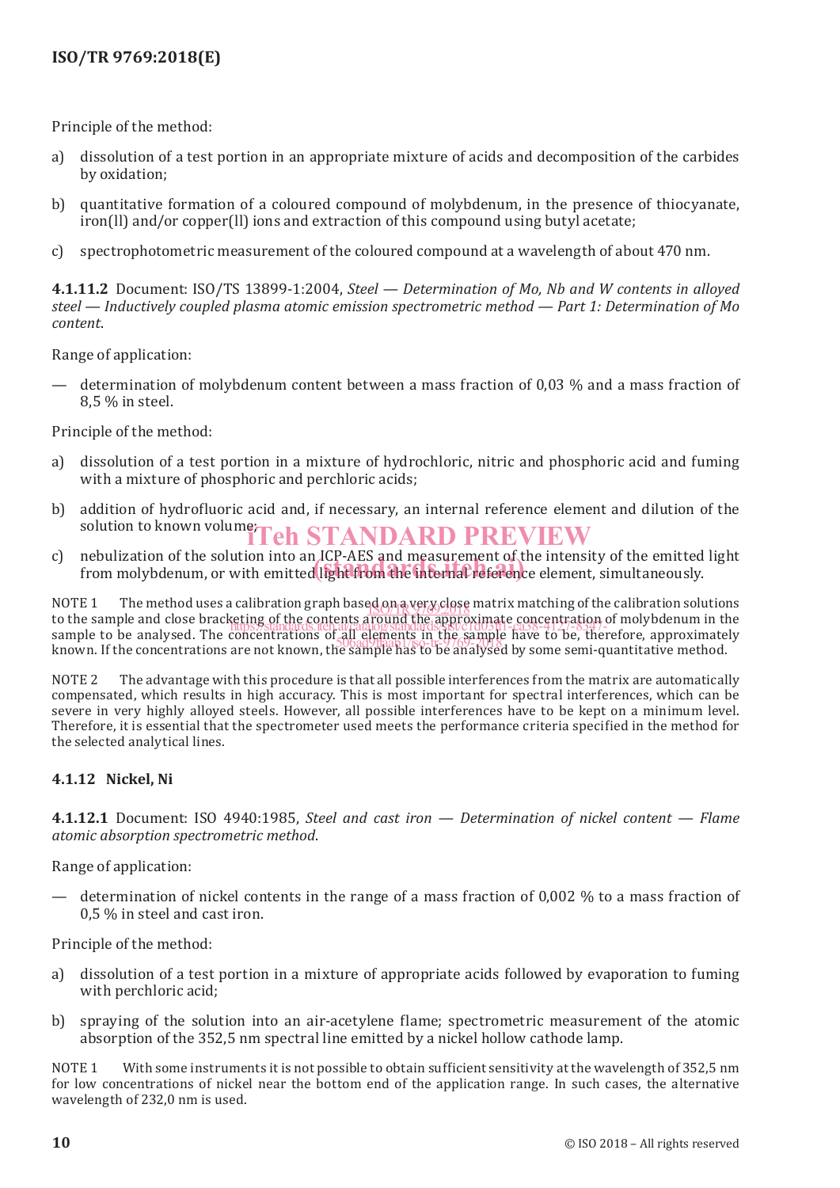Principle of the method:

a) dissolution of a test portion in an appropriate mixture of acids and decomposition of the carbides by oxidation;

b) quantitative formation of a coloured compound of molybdenum, in the presence of thiocyanate, iron(II) and/or copper(II) ions and extraction of this compound using butyl acetate;

c) spectrophotometric measurement of the coloured compound at a wavelength of about 470 nm.

**4.1.11.2** Document: ISO/TS 13899-1:2004, *Steel — Determination of Mo, Nb and W contents in alloyed steel — Inductively coupled plasma atomic emission spectrometric method — Part 1: Determination of Mo content*.

Range of application:

— determination of molybdenum content between a mass fraction of 0,03 % and a mass fraction of 8,5 % in steel.

Principle of the method:

a) dissolution of a test portion in a mixture of hydrochloric, nitric and phosphoric acid and fuming with a mixture of phosphoric and perchloric acids;

b) addition of hydrofluoric acid and, if necessary, an internal reference element and dilution of the solution to known volume;

c) nebulization of the solution into an ICP-AES and measurement of the intensity of the emitted light from molybdenum, or with emitted light from the internal reference element, simultaneously.

NOTE 1 The method uses a calibration graph based on a very close matrix matching of the calibration solutions to the sample and close bracketing of the contents around the approximate concentration of molybdenum in the sample to be analysed. The concentrations of all elements in the sample have to be, therefore, approximately known. If the concentrations are not known, the sample has to be analysed by some semi-quantitative method.

NOTE 2 The advantage with this procedure is that all possible interferences from the matrix are automatically compensated, which results in high accuracy. This is most important for spectral interferences, which can be severe in very highly alloyed steels. However, all possible interferences have to be kept on a minimum level. Therefore, it is essential that the spectrometer used meets the performance criteria specified in the method for the selected analytical lines.

### 4.1.12 Nickel, Ni

**4.1.12.1** Document: ISO 4940:1985, *Steel and cast iron — Determination of nickel content — Flame atomic absorption spectrometric method*.

Range of application:

— determination of nickel contents in the range of a mass fraction of 0,002 % to a mass fraction of 0,5 % in steel and cast iron.

Principle of the method:

a) dissolution of a test portion in a mixture of appropriate acids followed by evaporation to fuming with perchloric acid;

b) spraying of the solution into an air-acetylene flame; spectrometric measurement of the atomic absorption of the 352,5 nm spectral line emitted by a nickel hollow cathode lamp.

NOTE 1 With some instruments it is not possible to obtain sufficient sensitivity at the wavelength of 352,5 nm for low concentrations of nickel near the bottom end of the application range. In such cases, the alternative wavelength of 232,0 nm is used.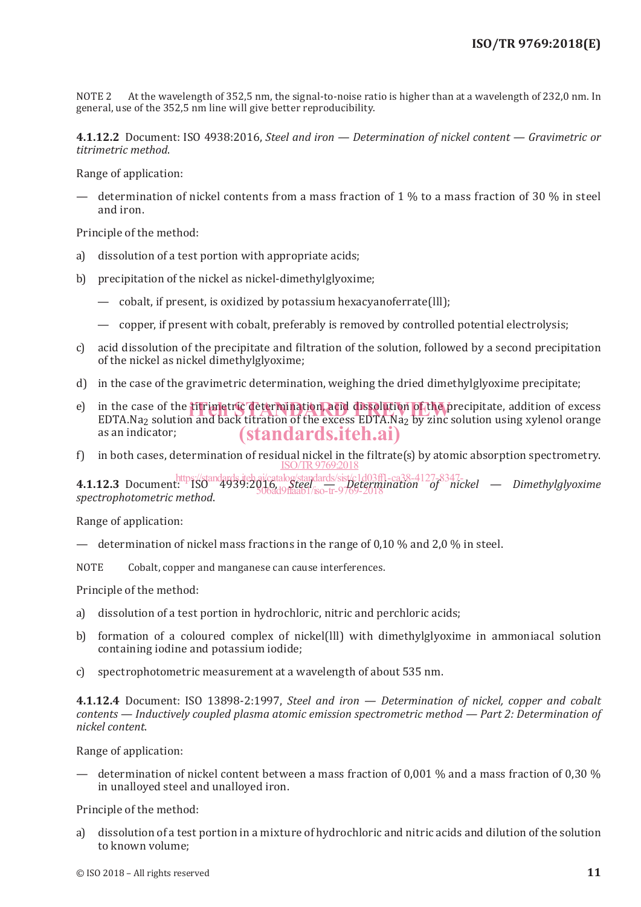NOTE 2 At the wavelength of 352,5 nm, the signal-to-noise ratio is higher than at a wavelength of 232,0 nm. In general, use of the 352,5 nm line will give better reproducibility.

**4.1.12.2** Document: ISO 4938:2016, *Steel and iron — Determination of nickel content — Gravimetric or titrimetric method*.

Range of application:

— determination of nickel contents from a mass fraction of 1 % to a mass fraction of 30 % in steel and iron.

Principle of the method:

a) dissolution of a test portion with appropriate acids;

b) precipitation of the nickel as nickel-dimethylglyoxime;

  — cobalt, if present, is oxidized by potassium hexacyanoferrate(lll);

  — copper, if present with cobalt, preferably is removed by controlled potential electrolysis;

c) acid dissolution of the precipitate and filtration of the solution, followed by a second precipitation of the nickel as nickel dimethylglyoxime;

d) in the case of the gravimetric determination, weighing the dried dimethylglyoxime precipitate;

e) in the case of the titrimetric determination, acid dissolution of the precipitate, addition of excess EDTA.$Na_2$ solution and back titration of the excess EDTA.$Na_2$ by zinc solution using xylenol orange as an indicator;

f) in both cases, determination of residual nickel in the filtrate(s) by atomic absorption spectrometry.

**4.1.12.3** Document: ISO 4939:2016, *Steel — Determination of nickel — Dimethylglyoxime spectrophotometric method*.

Range of application:

— determination of nickel mass fractions in the range of 0,10 % and 2,0 % in steel.

NOTE Cobalt, copper and manganese can cause interferences.

Principle of the method:

a) dissolution of a test portion in hydrochloric, nitric and perchloric acids;

b) formation of a coloured complex of nickel(lll) with dimethylglyoxime in ammoniacal solution containing iodine and potassium iodide;

c) spectrophotometric measurement at a wavelength of about 535 nm.

**4.1.12.4** Document: ISO 13898-2:1997, *Steel and iron — Determination of nickel, copper and cobalt contents — Inductively coupled plasma atomic emission spectrometric method — Part 2: Determination of nickel content*.

Range of application:

— determination of nickel content between a mass fraction of 0,001 % and a mass fraction of 0,30 % in unalloyed steel and unalloyed iron.

Principle of the method:

a) dissolution of a test portion in a mixture of hydrochloric and nitric acids and dilution of the solution to known volume;